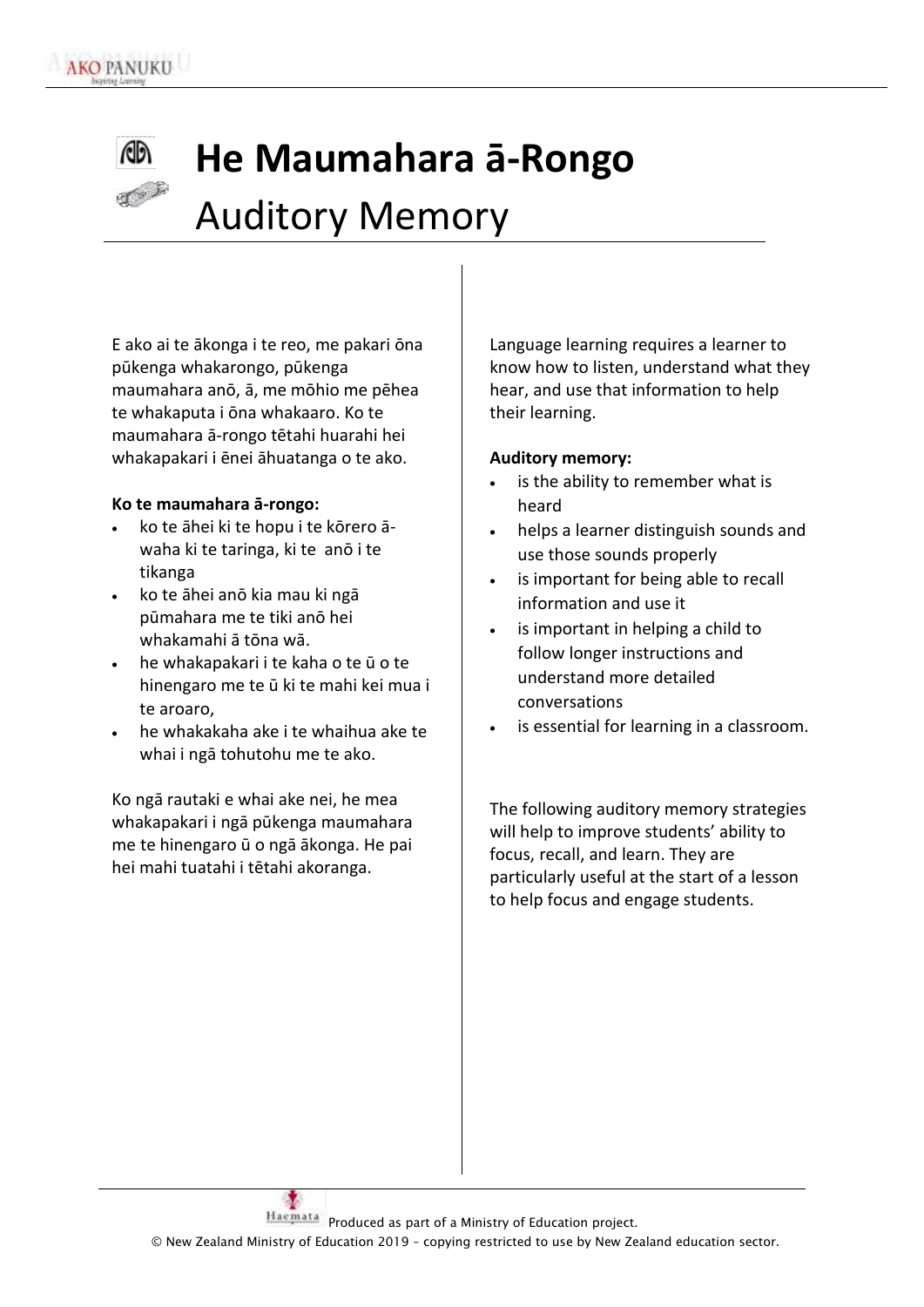# He Maumahara ā-Rongo

# Auditory Memory

E ako ai te ākonga i te reo, me pakari ōna pūkenga whakarongo, pūkenga maumahara anō, ā, me mōhio me pēhea te whakaputa i ōna whakaaro. Ko te maumahara ā-rongo tētahi huarahi hei whakapakari i ēnei āhuatanga o te ako.

**Ko te maumahara ā-rongo:**

- ko te āhei ki te hopu i te kōrero ā-waha ki te taringa, ki te anō i te tikanga
- ko te āhei anō kia mau ki ngā pūmahara me te tiki anō hei whakamahi ā tōna wā.
- he whakapakari i te kaha o te ū o te hinengaro me te ū ki te mahi kei mua i te aroaro,
- he whakakaha ake i te whaihua ake te whai i ngā tohutohu me te ako.

Ko ngā rautaki e whai ake nei, he mea whakapakari i ngā pūkenga maumahara me te hinengaro ū o ngā ākonga. He pai hei mahi tuatahi i tētahi akoranga.

Language learning requires a learner to know how to listen, understand what they hear, and use that information to help their learning.

**Auditory memory:**

- is the ability to remember what is heard
- helps a learner distinguish sounds and use those sounds properly
- is important for being able to recall information and use it
- is important in helping a child to follow longer instructions and understand more detailed conversations
- is essential for learning in a classroom.

The following auditory memory strategies will help to improve students' ability to focus, recall, and learn. They are particularly useful at the start of a lesson to help focus and engage students.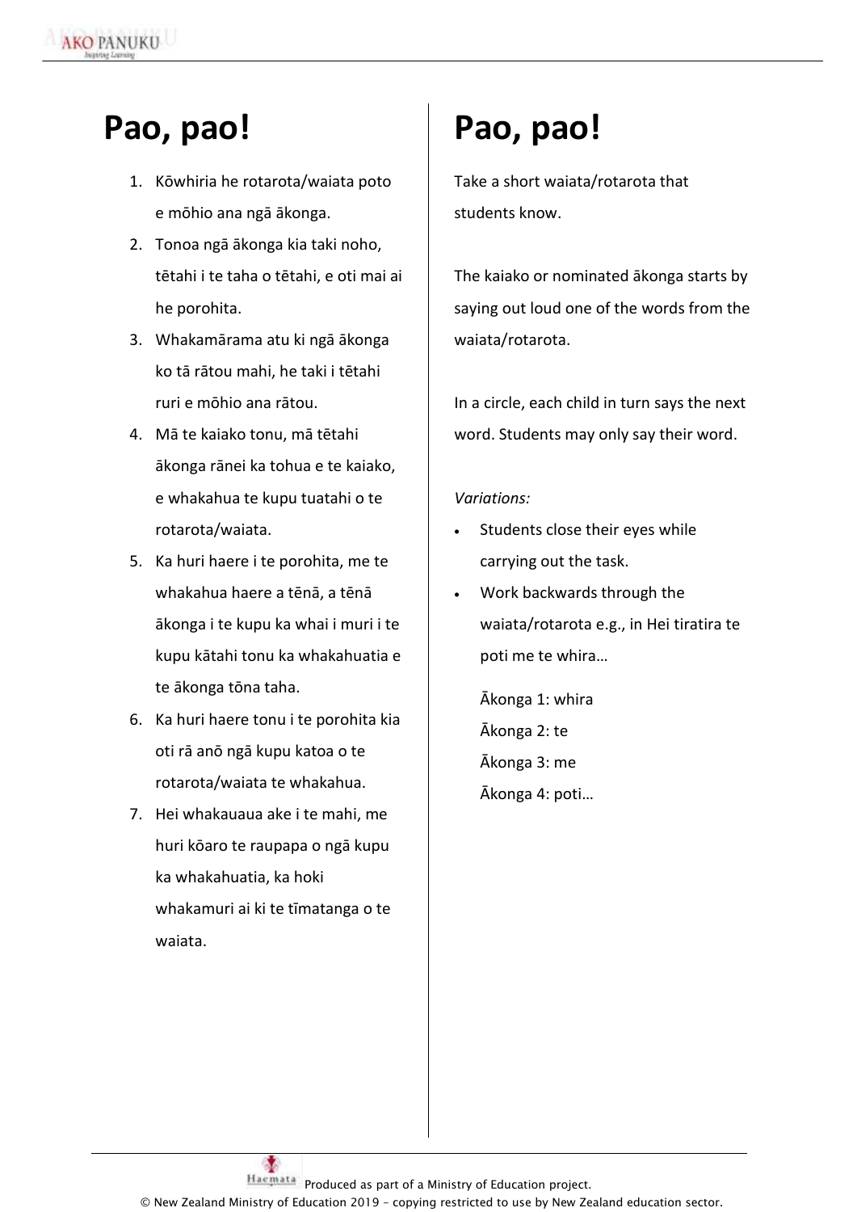# Pao, pao!

1. Kōwhiria he rotarota/waiata poto e mōhio ana ngā ākonga.
2. Tonoa ngā ākonga kia taki noho, tētahi i te taha o tētahi, e oti mai ai he porohita.
3. Whakamārama atu ki ngā ākonga ko tā rātou mahi, he taki i tētahi ruri e mōhio ana rātou.
4. Mā te kaiako tonu, mā tētahi ākonga rānei ka tohua e te kaiako, e whakahua te kupu tuatahi o te rotarota/waiata.
5. Ka huri haere i te porohita, me te whakahua haere a tēnā, a tēnā ākonga i te kupu ka whai i muri i te kupu kātahi tonu ka whakahuatia e te ākonga tōna taha.
6. Ka huri haere tonu i te porohita kia oti rā anō ngā kupu katoa o te rotarota/waiata te whakahua.
7. Hei whakauaua ake i te mahi, me huri kōaro te raupapa o ngā kupu ka whakahuatia, ka hoki whakamuri ai ki te tīmatanga o te waiata.

# Pao, pao!

Take a short waiata/rotarota that students know.

The kaiako or nominated ākonga starts by saying out loud one of the words from the waiata/rotarota.

In a circle, each child in turn says the next word. Students may only say their word.

*Variations:*

- Students close their eyes while carrying out the task.
- Work backwards through the waiata/rotarota e.g., in Hei tiratira te poti me te whira…

  Ākonga 1: whira
  Ākonga 2: te
  Ākonga 3: me
  Ākonga 4: poti…

Produced as part of a Ministry of Education project.
© New Zealand Ministry of Education 2019 – copying restricted to use by New Zealand education sector.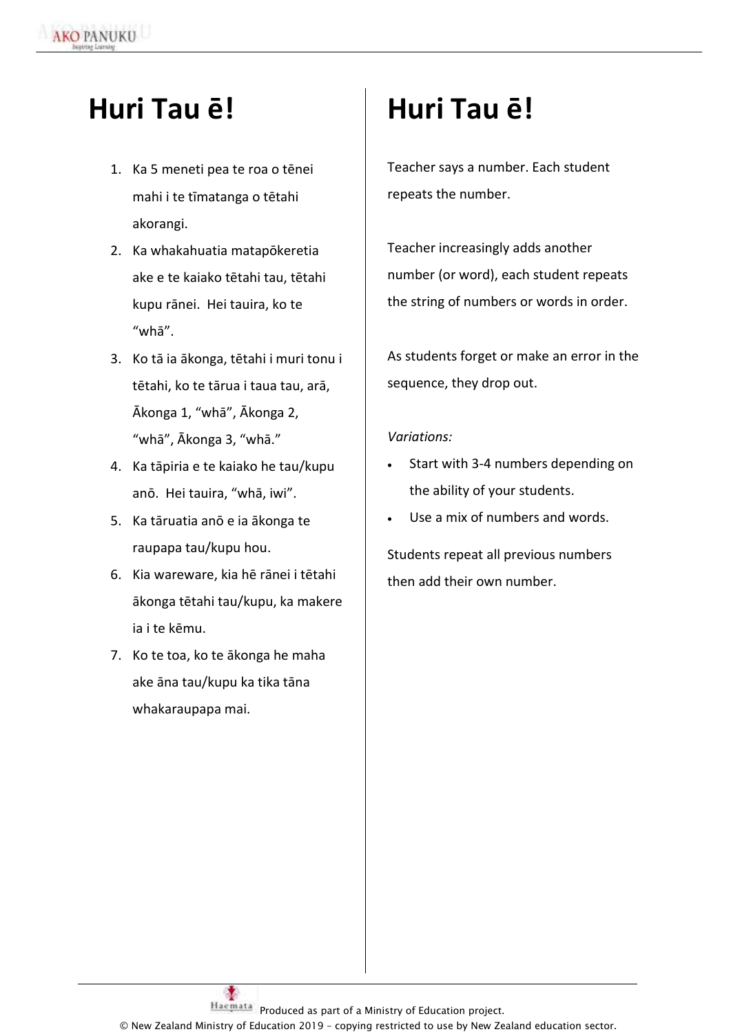# Huri Tau ē!

1. Ka 5 meneti pea te roa o tēnei mahi i te tīmatanga o tētahi akorangi.
2. Ka whakahuatia matapōkeretia ake e te kaiako tētahi tau, tētahi kupu rānei. Hei tauira, ko te "whā".
3. Ko tā ia ākonga, tētahi i muri tonu i tētahi, ko te tārua i taua tau, arā, Ākonga 1, "whā", Ākonga 2, "whā", Ākonga 3, "whā."
4. Ka tāpiria e te kaiako he tau/kupu anō. Hei tauira, "whā, iwi".
5. Ka tāruatia anō e ia ākonga te raupapa tau/kupu hou.
6. Kia wareware, kia hē rānei i tētahi ākonga tētahi tau/kupu, ka makere ia i te kēmu.
7. Ko te toa, ko te ākonga he maha ake āna tau/kupu ka tika tāna whakaraupapa mai.

# Huri Tau ē!

Teacher says a number. Each student repeats the number.

Teacher increasingly adds another number (or word), each student repeats the string of numbers or words in order.

As students forget or make an error in the sequence, they drop out.

*Variations:*

- Start with 3-4 numbers depending on the ability of your students.
- Use a mix of numbers and words.

Students repeat all previous numbers then add their own number.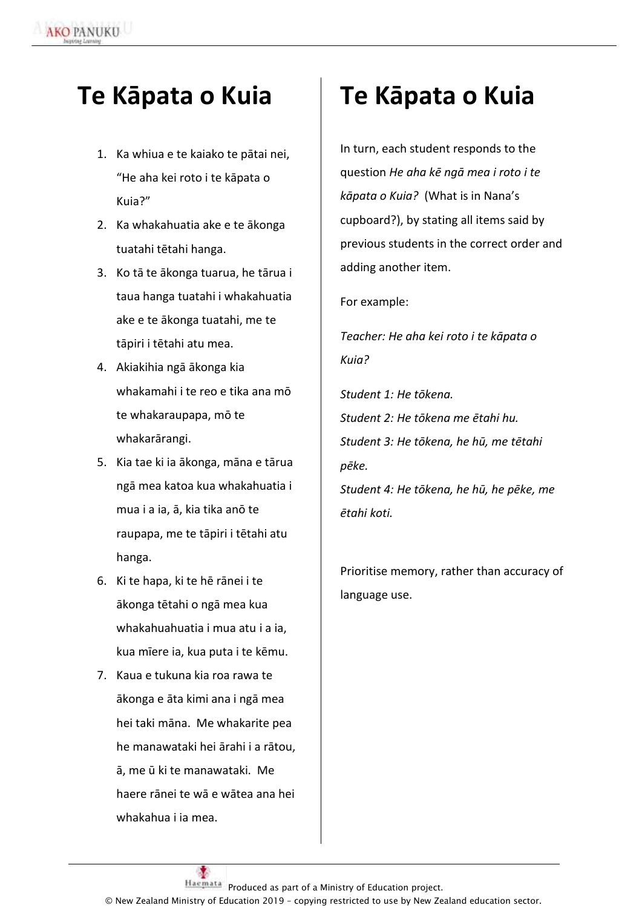# Te Kāpata o Kuia

1. Ka whiua e te kaiako te pātai nei, "He aha kei roto i te kāpata o Kuia?"
2. Ka whakahuatia ake e te ākonga tuatahi tētahi hanga.
3. Ko tā te ākonga tuarua, he tārua i taua hanga tuatahi i whakahuatia ake e te ākonga tuatahi, me te tāpiri i tētahi atu mea.
4. Akiakihia ngā ākonga kia whakamahi i te reo e tika ana mō te whakaraupapa, mō te whakarārangi.
5. Kia tae ki ia ākonga, māna e tārua ngā mea katoa kua whakahuatia i mua i a ia, ā, kia tika anō te raupapa, me te tāpiri i tētahi atu hanga.
6. Ki te hapa, ki te hē rānei i te ākonga tētahi o ngā mea kua whakahuahuatia i mua atu i a ia, kua mīere ia, kua puta i te kēmu.
7. Kaua e tukuna kia roa rawa te ākonga e āta kimi ana i ngā mea hei taki māna. Me whakarite pea he manawataki hei ārahi i a rātou, ā, me ū ki te manawataki. Me haere rānei te wā e wātea ana hei whakahua i ia mea.

# Te Kāpata o Kuia

In turn, each student responds to the question *He aha kē ngā mea i roto i te kāpata o Kuia?* (What is in Nana's cupboard?), by stating all items said by previous students in the correct order and adding another item.

For example:

*Teacher: He aha kei roto i te kāpata o Kuia?*

*Student 1: He tōkena.*
*Student 2: He tōkena me ētahi hu.*
*Student 3: He tōkena, he hū, me tētahi pēke.*
*Student 4: He tōkena, he hū, he pēke, me ētahi koti.*

Prioritise memory, rather than accuracy of language use.

Produced as part of a Ministry of Education project.
© New Zealand Ministry of Education 2019 – copying restricted to use by New Zealand education sector.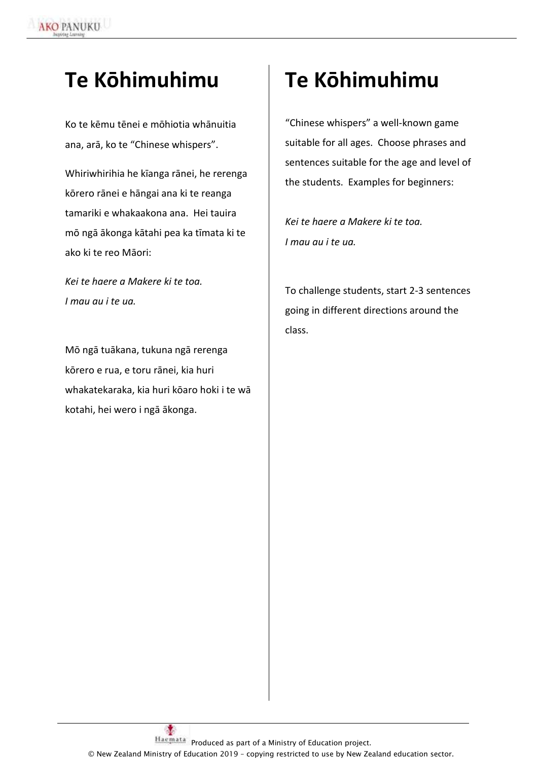# Te Kōhimuhimu

Ko te kēmu tēnei e mōhiotia whānuitia ana, arā, ko te "Chinese whispers".

Whiriwhirihia he kīanga rānei, he rerenga kōrero rānei e hāngai ana ki te reanga tamariki e whakaakona ana. Hei tauira mō ngā ākonga kātahi pea ka tīmata ki te ako ki te reo Māori:

*Kei te haere a Makere ki te toa.*
*I mau au i te ua.*

Mō ngā tuākana, tukuna ngā rerenga kōrero e rua, e toru rānei, kia huri whakatekaraka, kia huri kōaro hoki i te wā kotahi, hei wero i ngā ākonga.

# Te Kōhimuhimu

"Chinese whispers" a well-known game suitable for all ages. Choose phrases and sentences suitable for the age and level of the students. Examples for beginners:

*Kei te haere a Makere ki te toa.*
*I mau au i te ua.*

To challenge students, start 2-3 sentences going in different directions around the class.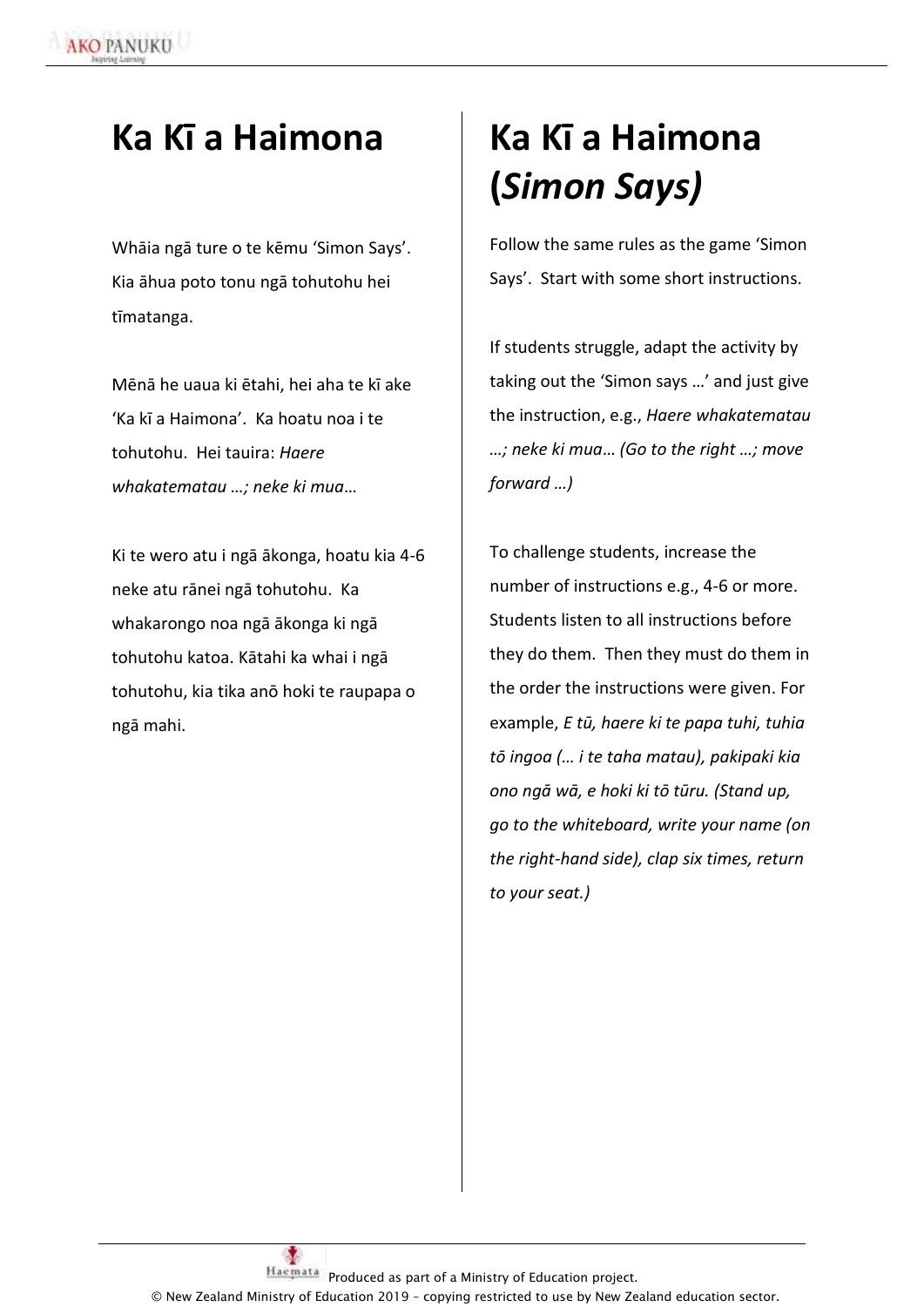# Ka Kī a Haimona

Whāia ngā ture o te kēmu 'Simon Says'. Kia āhua poto tonu ngā tohutohu hei tīmatanga.

Mēnā he uaua ki ētahi, hei aha te kī ake 'Ka kī a Haimona'. Ka hoatu noa i te tohutohu. Hei tauira: *Haere whakatematau …; neke ki mua*…

Ki te wero atu i ngā ākonga, hoatu kia 4-6 neke atu rānei ngā tohutohu. Ka whakarongo noa ngā ākonga ki ngā tohutohu katoa. Kātahi ka whai i ngā tohutohu, kia tika anō hoki te raupapa o ngā mahi.

# Ka Kī a Haimona (*Simon Says)*

Follow the same rules as the game 'Simon Says'. Start with some short instructions.

If students struggle, adapt the activity by taking out the 'Simon says …' and just give the instruction, e.g., *Haere whakatematau …; neke ki mua… (Go to the right …; move forward …)*

To challenge students, increase the number of instructions e.g., 4-6 or more. Students listen to all instructions before they do them. Then they must do them in the order the instructions were given. For example, *E tū, haere ki te papa tuhi, tuhia tō ingoa (… i te taha matau), pakipaki kia ono ngā wā, e hoki ki tō tūru. (Stand up, go to the whiteboard, write your name (on the right-hand side), clap six times, return to your seat.)*